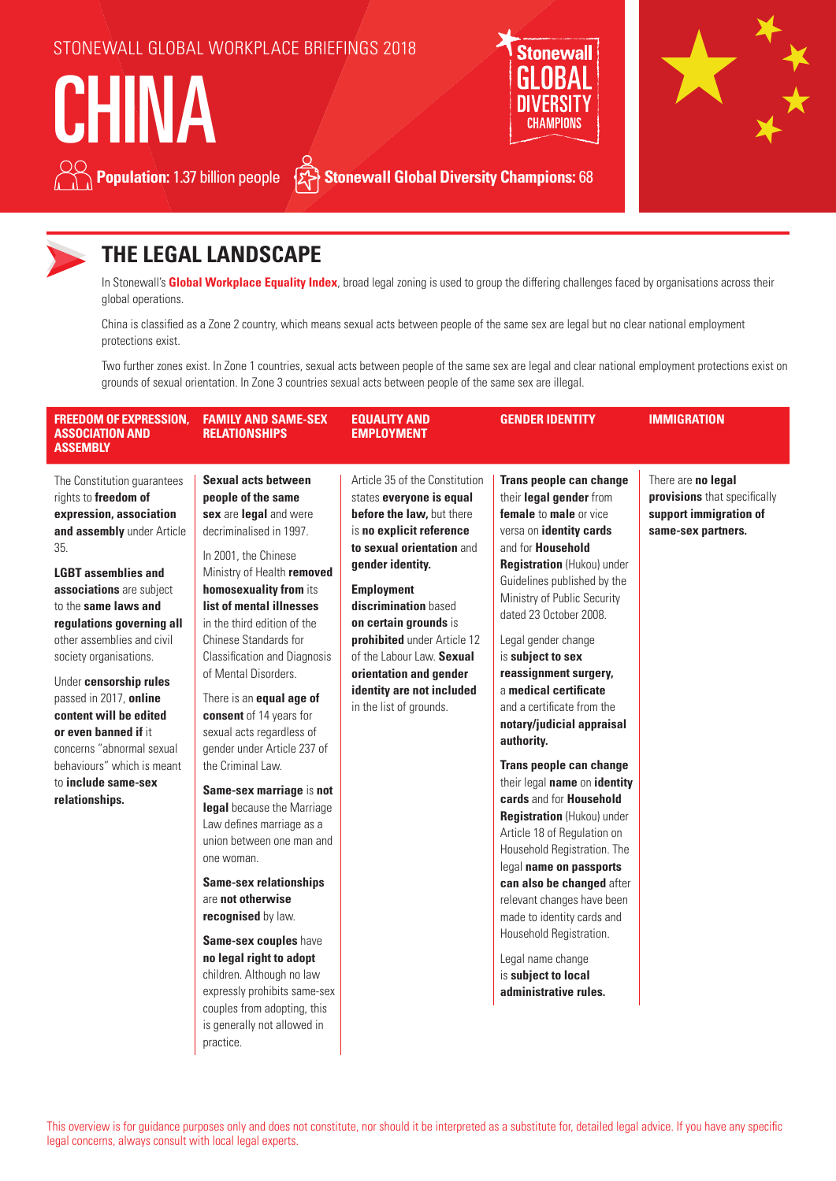STONEWALL GLOBAL WORKPLACE BRIEFINGS 2018

# CHINA

**Population:** 1.37 billion people

**Stonewall Global Diversity Champions:** 68

## THE LEGAL LANDSCAPE

In Stonewall's **Global Workplace Equality Index**, broad legal zoning is used to group the differing challenges faced by organisations across their global operations.

China is classified as a Zone 2 country, which means sexual acts between people of the same sex are legal but no clear national employment protections exist.

Two further zones exist. In Zone 1 countries, sexual acts between people of the same sex are legal and clear national employment protections exist on grounds of sexual orientation. In Zone 3 countries sexual acts between people of the same sex are illegal.

### FREEDOM OF EXPRESSION, ASSOCIATION AND ASSEMBLY

The Constitution guarantees rights to **freedom of expression, association and assembly** under Article 35.

**LGBT assemblies and associations** are subject to the **same laws and regulations governing all** other assemblies and civil society organisations.

Under **censorship rules** passed in 2017, **online content will be edited or even banned if** it concerns "abnormal sexual behaviours" which is meant to **include same-sex relationships.**

### FAMILY AND SAME-SEX RELATIONSHIPS

**Sexual acts between people of the same sex** are **legal** and were decriminalised in 1997.

In 2001, the Chinese Ministry of Health **removed homosexuality from** its **list of mental illnesses** in the third edition of the Chinese Standards for Classification and Diagnosis of Mental Disorders.

There is an **equal age of consent** of 14 years for sexual acts regardless of gender under Article 237 of the Criminal Law.

**Same-sex marriage** is **not legal** because the Marriage Law defines marriage as a union between one man and one woman.

**Same-sex relationships** are **not otherwise recognised** by law.

**Same-sex couples** have **no legal right to adopt** children. Although no law expressly prohibits same-sex couples from adopting, this is generally not allowed in practice.

### EQUALITY AND EMPLOYMENT

Article 35 of the Constitution states **everyone is equal before the law,** but there is **no explicit reference to sexual orientation** and **gender identity.**

**Employment discrimination** based **on certain grounds** is **prohibited** under Article 12 of the Labour Law. **Sexual orientation and gender identity are not included** in the list of grounds.

### GENDER IDENTITY

**Trans people can change** their **legal gender** from **female** to **male** or vice versa on **identity cards** and for **Household Registration** (Hukou) under Guidelines published by the Ministry of Public Security dated 23 October 2008.

Legal gender change is **subject to sex reassignment surgery,** a **medical certificate** and a certificate from the **notary/judicial appraisal authority.**

**Trans people can change** their legal **name** on **identity cards** and for **Household Registration** (Hukou) under Article 18 of Regulation on Household Registration. The legal **name on passports can also be changed** after relevant changes have been made to identity cards and Household Registration.

Legal name change is **subject to local administrative rules.**

### IMMIGRATION

There are **no legal provisions** that specifically **support immigration of same-sex partners.**

This overview is for guidance purposes only and does not constitute, nor should it be interpreted as a substitute for, detailed legal advice. If you have any specific legal concerns, always consult with local legal experts.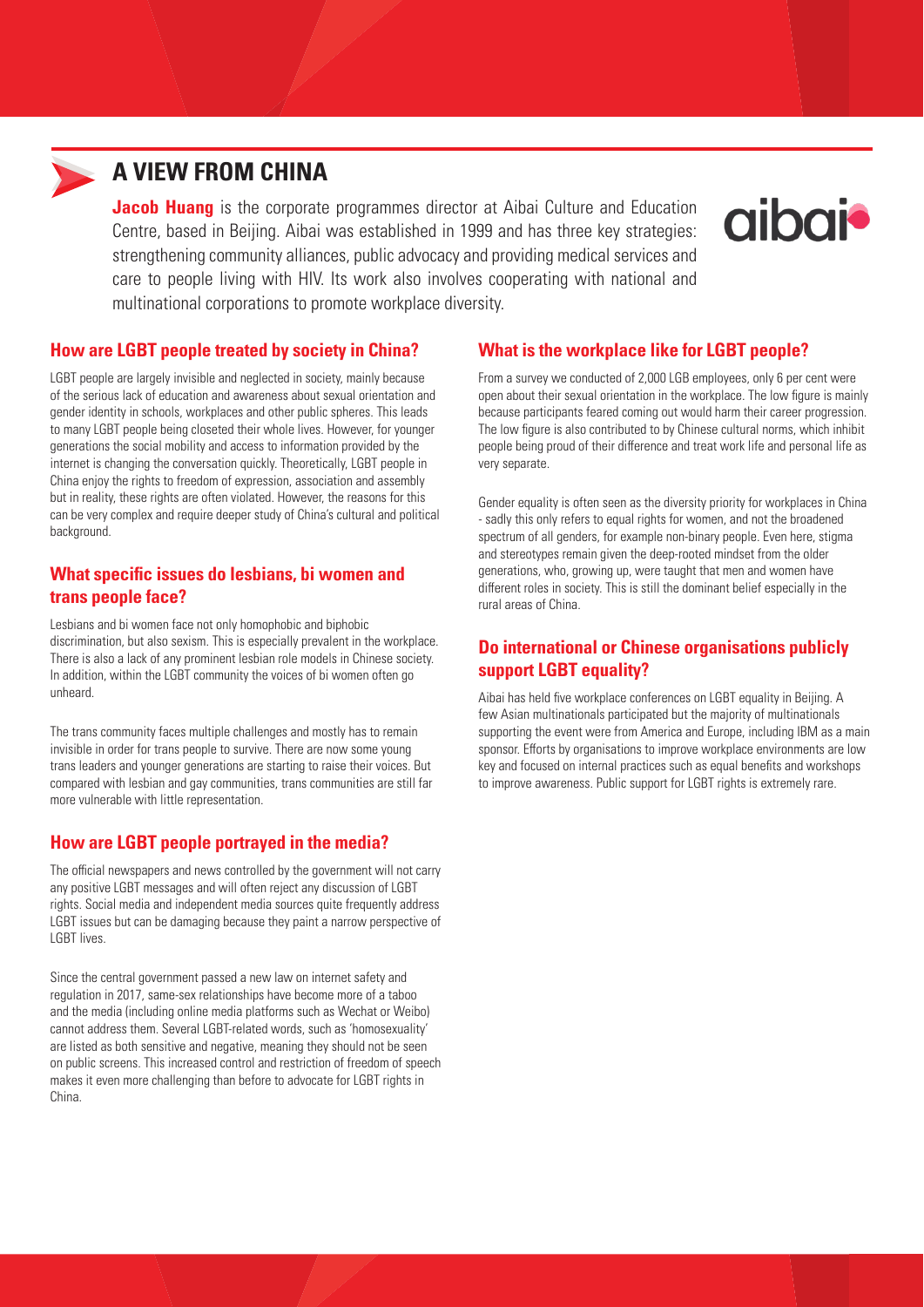## A VIEW FROM CHINA

**Jacob Huang** is the corporate programmes director at Aibai Culture and Education Centre, based in Beijing. Aibai was established in 1999 and has three key strategies: strengthening community alliances, public advocacy and providing medical services and care to people living with HIV. Its work also involves cooperating with national and multinational corporations to promote workplace diversity.

### How are LGBT people treated by society in China?

LGBT people are largely invisible and neglected in society, mainly because of the serious lack of education and awareness about sexual orientation and gender identity in schools, workplaces and other public spheres. This leads to many LGBT people being closeted their whole lives. However, for younger generations the social mobility and access to information provided by the internet is changing the conversation quickly. Theoretically, LGBT people in China enjoy the rights to freedom of expression, association and assembly but in reality, these rights are often violated. However, the reasons for this can be very complex and require deeper study of China's cultural and political background.

### What specific issues do lesbians, bi women and trans people face?

Lesbians and bi women face not only homophobic and biphobic discrimination, but also sexism. This is especially prevalent in the workplace. There is also a lack of any prominent lesbian role models in Chinese society. In addition, within the LGBT community the voices of bi women often go unheard.

The trans community faces multiple challenges and mostly has to remain invisible in order for trans people to survive. There are now some young trans leaders and younger generations are starting to raise their voices. But compared with lesbian and gay communities, trans communities are still far more vulnerable with little representation.

### How are LGBT people portrayed in the media?

The official newspapers and news controlled by the government will not carry any positive LGBT messages and will often reject any discussion of LGBT rights. Social media and independent media sources quite frequently address LGBT issues but can be damaging because they paint a narrow perspective of LGBT lives.

Since the central government passed a new law on internet safety and regulation in 2017, same-sex relationships have become more of a taboo and the media (including online media platforms such as Wechat or Weibo) cannot address them. Several LGBT-related words, such as 'homosexuality' are listed as both sensitive and negative, meaning they should not be seen on public screens. This increased control and restriction of freedom of speech makes it even more challenging than before to advocate for LGBT rights in China.

### What is the workplace like for LGBT people?

From a survey we conducted of 2,000 LGB employees, only 6 per cent were open about their sexual orientation in the workplace. The low figure is mainly because participants feared coming out would harm their career progression. The low figure is also contributed to by Chinese cultural norms, which inhibit people being proud of their difference and treat work life and personal life as very separate.

Gender equality is often seen as the diversity priority for workplaces in China - sadly this only refers to equal rights for women, and not the broadened spectrum of all genders, for example non-binary people. Even here, stigma and stereotypes remain given the deep-rooted mindset from the older generations, who, growing up, were taught that men and women have different roles in society. This is still the dominant belief especially in the rural areas of China.

### Do international or Chinese organisations publicly support LGBT equality?

Aibai has held five workplace conferences on LGBT equality in Beijing. A few Asian multinationals participated but the majority of multinationals supporting the event were from America and Europe, including IBM as a main sponsor. Efforts by organisations to improve workplace environments are low key and focused on internal practices such as equal benefits and workshops to improve awareness. Public support for LGBT rights is extremely rare.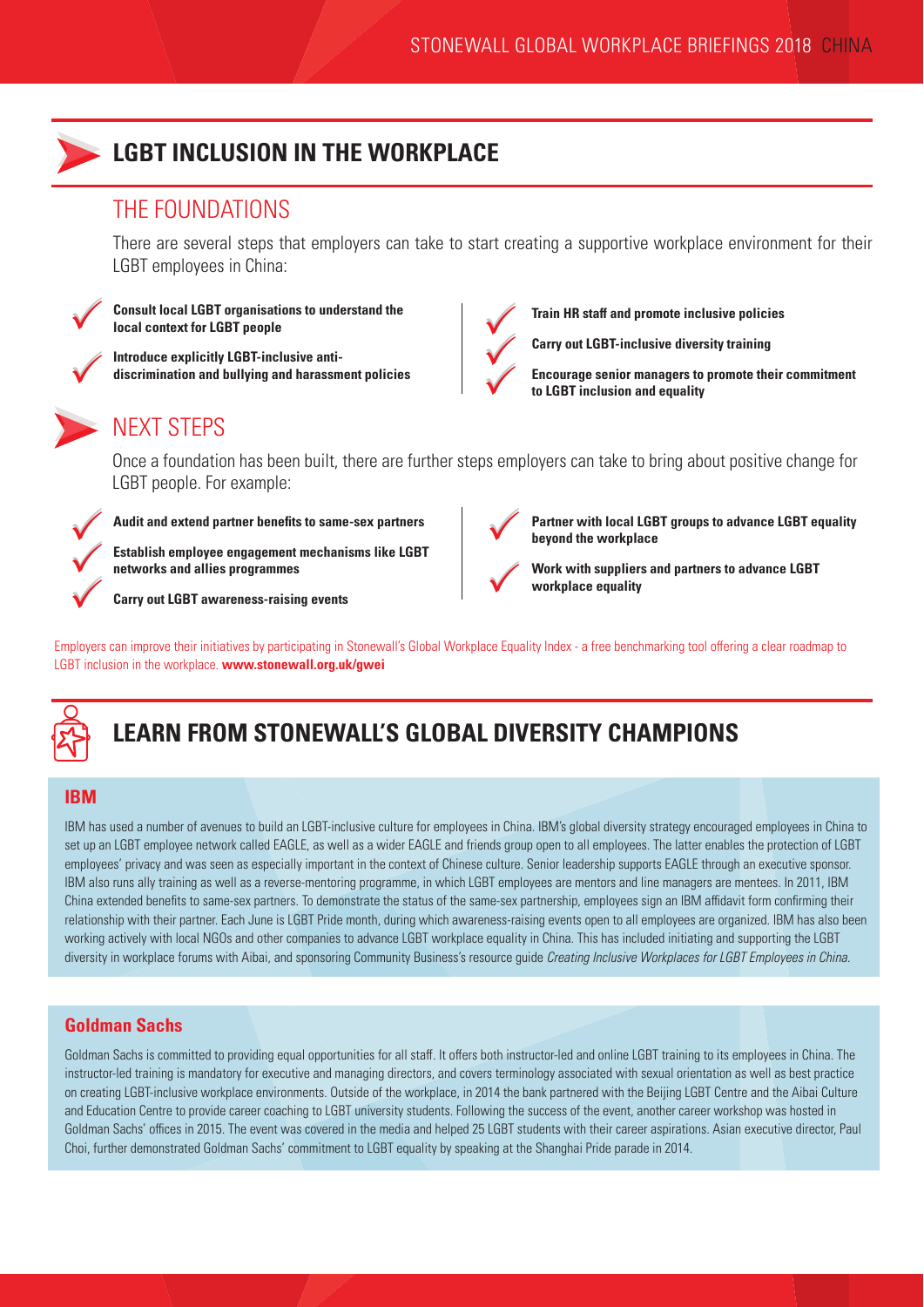## LGBT INCLUSION IN THE WORKPLACE

### THE FOUNDATIONS

There are several steps that employers can take to start creating a supportive workplace environment for their LGBT employees in China:

- **Consult local LGBT organisations to understand the local context for LGBT people**
- **Introduce explicitly LGBT-inclusive anti-discrimination and bullying and harassment policies**
- **Train HR staff and promote inclusive policies**
- **Carry out LGBT-inclusive diversity training**
- **Encourage senior managers to promote their commitment to LGBT inclusion and equality**

### NEXT STEPS

Once a foundation has been built, there are further steps employers can take to bring about positive change for LGBT people. For example:

- **Audit and extend partner benefits to same-sex partners**
- **Establish employee engagement mechanisms like LGBT networks and allies programmes**
- **Carry out LGBT awareness-raising events**
- **Partner with local LGBT groups to advance LGBT equality beyond the workplace**
- **Work with suppliers and partners to advance LGBT workplace equality**

Employers can improve their initiatives by participating in Stonewall's Global Workplace Equality Index - a free benchmarking tool offering a clear roadmap to LGBT inclusion in the workplace. **www.stonewall.org.uk/gwei**

## LEARN FROM STONEWALL'S GLOBAL DIVERSITY CHAMPIONS

### IBM

IBM has used a number of avenues to build an LGBT-inclusive culture for employees in China. IBM's global diversity strategy encouraged employees in China to set up an LGBT employee network called EAGLE, as well as a wider EAGLE and friends group open to all employees. The latter enables the protection of LGBT employees' privacy and was seen as especially important in the context of Chinese culture. Senior leadership supports EAGLE through an executive sponsor. IBM also runs ally training as well as a reverse-mentoring programme, in which LGBT employees are mentors and line managers are mentees. In 2011, IBM China extended benefits to same-sex partners. To demonstrate the status of the same-sex partnership, employees sign an IBM affidavit form confirming their relationship with their partner. Each June is LGBT Pride month, during which awareness-raising events open to all employees are organized. IBM has also been working actively with local NGOs and other companies to advance LGBT workplace equality in China. This has included initiating and supporting the LGBT diversity in workplace forums with Aibai, and sponsoring Community Business's resource guide *Creating Inclusive Workplaces for LGBT Employees in China*.

### Goldman Sachs

Goldman Sachs is committed to providing equal opportunities for all staff. It offers both instructor-led and online LGBT training to its employees in China. The instructor-led training is mandatory for executive and managing directors, and covers terminology associated with sexual orientation as well as best practice on creating LGBT-inclusive workplace environments. Outside of the workplace, in 2014 the bank partnered with the Beijing LGBT Centre and the Aibai Culture and Education Centre to provide career coaching to LGBT university students. Following the success of the event, another career workshop was hosted in Goldman Sachs' offices in 2015. The event was covered in the media and helped 25 LGBT students with their career aspirations. Asian executive director, Paul Choi, further demonstrated Goldman Sachs' commitment to LGBT equality by speaking at the Shanghai Pride parade in 2014.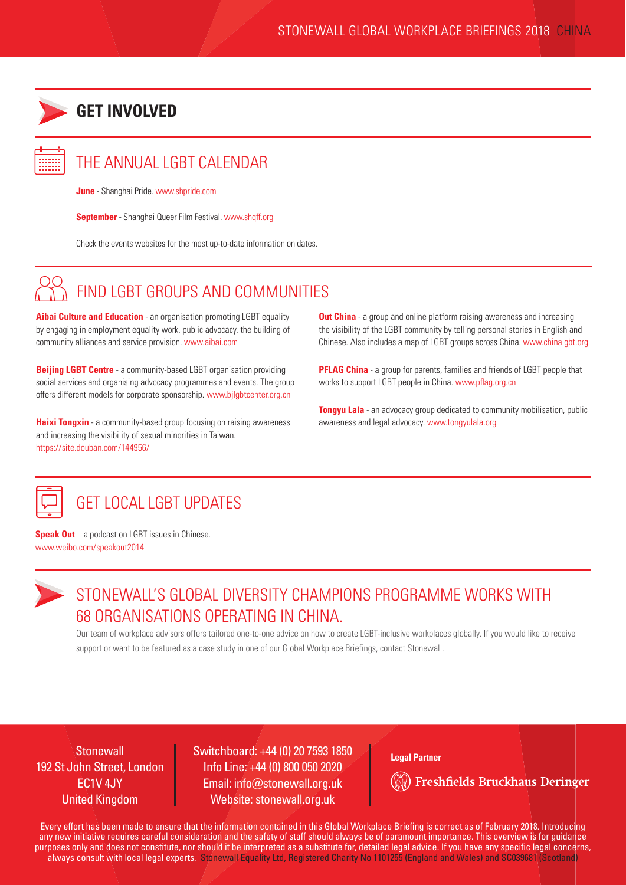# GET INVOLVED

## THE ANNUAL LGBT CALENDAR

**June** - Shanghai Pride. www.shpride.com

**September** - Shanghai Queer Film Festival. www.shqff.org

Check the events websites for the most up-to-date information on dates.

## FIND LGBT GROUPS AND COMMUNITIES

**Aibai Culture and Education** - an organisation promoting LGBT equality by engaging in employment equality work, public advocacy, the building of community alliances and service provision. www.aibai.com

**Beijing LGBT Centre** - a community-based LGBT organisation providing social services and organising advocacy programmes and events. The group offers different models for corporate sponsorship. www.bjlgbtcenter.org.cn

**Haixi Tongxin** - a community-based group focusing on raising awareness and increasing the visibility of sexual minorities in Taiwan. https://site.douban.com/144956/

**Out China** - a group and online platform raising awareness and increasing the visibility of the LGBT community by telling personal stories in English and Chinese. Also includes a map of LGBT groups across China. www.chinalgbt.org

**PFLAG China** - a group for parents, families and friends of LGBT people that works to support LGBT people in China. www.pflag.org.cn

**Tongyu Lala** - an advocacy group dedicated to community mobilisation, public awareness and legal advocacy. www.tongyulala.org

## GET LOCAL LGBT UPDATES

**Speak Out** – a podcast on LGBT issues in Chinese. www.weibo.com/speakout2014

## STONEWALL'S GLOBAL DIVERSITY CHAMPIONS PROGRAMME WORKS WITH 68 ORGANISATIONS OPERATING IN CHINA.

Our team of workplace advisors offers tailored one-to-one advice on how to create LGBT-inclusive workplaces globally. If you would like to receive support or want to be featured as a case study in one of our Global Workplace Briefings, contact Stonewall.

Stonewall
192 St John Street, London
EC1V 4JY
United Kingdom

Switchboard: +44 (0) 20 7593 1850
Info Line: +44 (0) 800 050 2020
Email: info@stonewall.org.uk
Website: stonewall.org.uk

**Legal Partner**

Freshfields Bruckhaus Deringer

Every effort has been made to ensure that the information contained in this Global Workplace Briefing is correct as of February 2018. Introducing any new initiative requires careful consideration and the safety of staff should always be of paramount importance. This overview is for guidance purposes only and does not constitute, nor should it be interpreted as a substitute for, detailed legal advice. If you have any specific legal concerns, always consult with local legal experts. Stonewall Equality Ltd, Registered Charity No 1101255 (England and Wales) and SC039681 (Scotland)